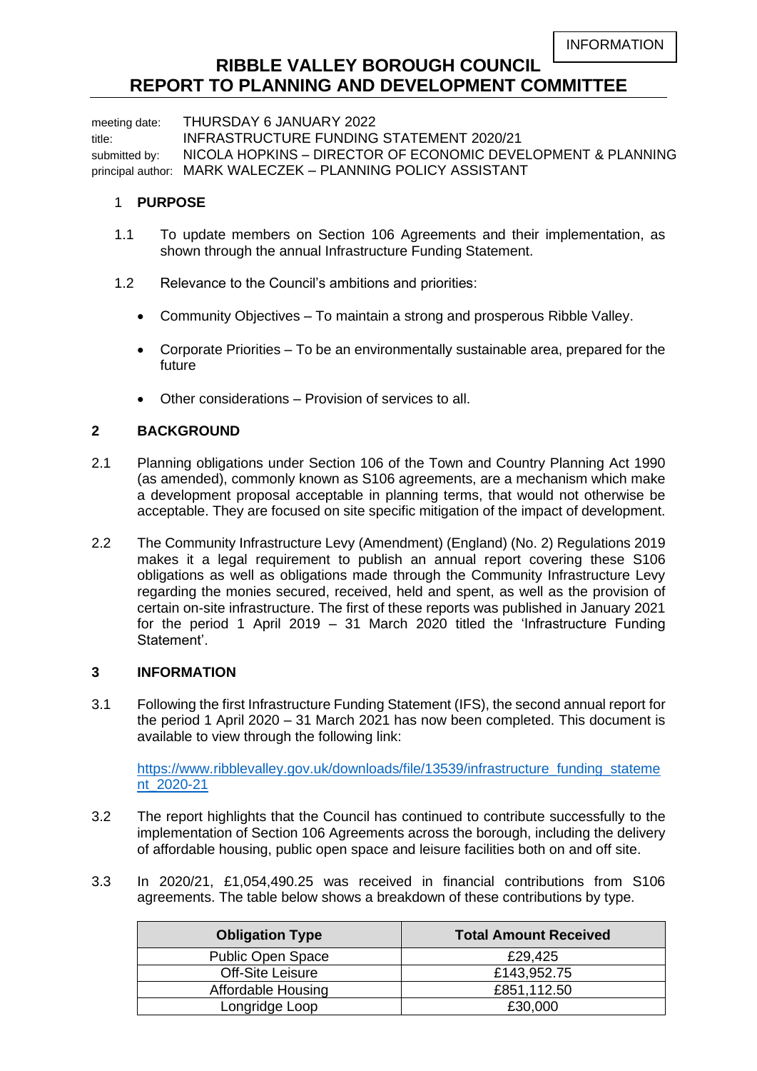INFORMATION

# RIBBLE VALLEY BOROUGH COUNCIL
# REPORT TO PLANNING AND DEVELOPMENT COMMITTEE

meeting date: THURSDAY 6 JANUARY 2022
title: INFRASTRUCTURE FUNDING STATEMENT 2020/21
submitted by: NICOLA HOPKINS – DIRECTOR OF ECONOMIC DEVELOPMENT & PLANNING
principal author: MARK WALECZEK – PLANNING POLICY ASSISTANT

## 1 PURPOSE

1.1 To update members on Section 106 Agreements and their implementation, as shown through the annual Infrastructure Funding Statement.

1.2 Relevance to the Council's ambitions and priorities:

- Community Objectives – To maintain a strong and prosperous Ribble Valley.
- Corporate Priorities – To be an environmentally sustainable area, prepared for the future
- Other considerations – Provision of services to all.

## 2 BACKGROUND

2.1 Planning obligations under Section 106 of the Town and Country Planning Act 1990 (as amended), commonly known as S106 agreements, are a mechanism which make a development proposal acceptable in planning terms, that would not otherwise be acceptable. They are focused on site specific mitigation of the impact of development.

2.2 The Community Infrastructure Levy (Amendment) (England) (No. 2) Regulations 2019 makes it a legal requirement to publish an annual report covering these S106 obligations as well as obligations made through the Community Infrastructure Levy regarding the monies secured, received, held and spent, as well as the provision of certain on-site infrastructure. The first of these reports was published in January 2021 for the period 1 April 2019 – 31 March 2020 titled the 'Infrastructure Funding Statement'.

## 3 INFORMATION

3.1 Following the first Infrastructure Funding Statement (IFS), the second annual report for the period 1 April 2020 – 31 March 2021 has now been completed. This document is available to view through the following link:

https://www.ribblevalley.gov.uk/downloads/file/13539/infrastructure_funding_statement_2020-21

3.2 The report highlights that the Council has continued to contribute successfully to the implementation of Section 106 Agreements across the borough, including the delivery of affordable housing, public open space and leisure facilities both on and off site.

3.3 In 2020/21, £1,054,490.25 was received in financial contributions from S106 agreements. The table below shows a breakdown of these contributions by type.

| Obligation Type | Total Amount Received |
|---|---|
| Public Open Space | £29,425 |
| Off-Site Leisure | £143,952.75 |
| Affordable Housing | £851,112.50 |
| Longridge Loop | £30,000 |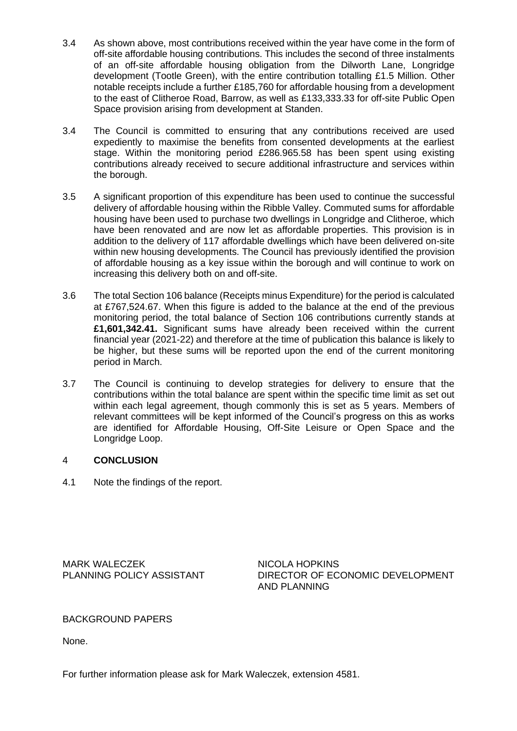3.4 As shown above, most contributions received within the year have come in the form of off-site affordable housing contributions. This includes the second of three instalments of an off-site affordable housing obligation from the Dilworth Lane, Longridge development (Tootle Green), with the entire contribution totalling £1.5 Million. Other notable receipts include a further £185,760 for affordable housing from a development to the east of Clitheroe Road, Barrow, as well as £133,333.33 for off-site Public Open Space provision arising from development at Standen.

3.4 The Council is committed to ensuring that any contributions received are used expediently to maximise the benefits from consented developments at the earliest stage. Within the monitoring period £286.965.58 has been spent using existing contributions already received to secure additional infrastructure and services within the borough.

3.5 A significant proportion of this expenditure has been used to continue the successful delivery of affordable housing within the Ribble Valley. Commuted sums for affordable housing have been used to purchase two dwellings in Longridge and Clitheroe, which have been renovated and are now let as affordable properties. This provision is in addition to the delivery of 117 affordable dwellings which have been delivered on-site within new housing developments. The Council has previously identified the provision of affordable housing as a key issue within the borough and will continue to work on increasing this delivery both on and off-site.

3.6 The total Section 106 balance (Receipts minus Expenditure) for the period is calculated at £767,524.67. When this figure is added to the balance at the end of the previous monitoring period, the total balance of Section 106 contributions currently stands at **£1,601,342.41.** Significant sums have already been received within the current financial year (2021-22) and therefore at the time of publication this balance is likely to be higher, but these sums will be reported upon the end of the current monitoring period in March.

3.7 The Council is continuing to develop strategies for delivery to ensure that the contributions within the total balance are spent within the specific time limit as set out within each legal agreement, though commonly this is set as 5 years. Members of relevant committees will be kept informed of the Council's progress on this as works are identified for Affordable Housing, Off-Site Leisure or Open Space and the Longridge Loop.

## 4 CONCLUSION

4.1 Note the findings of the report.

MARK WALECZEK
PLANNING POLICY ASSISTANT

NICOLA HOPKINS
DIRECTOR OF ECONOMIC DEVELOPMENT AND PLANNING

BACKGROUND PAPERS

None.

For further information please ask for Mark Waleczek, extension 4581.